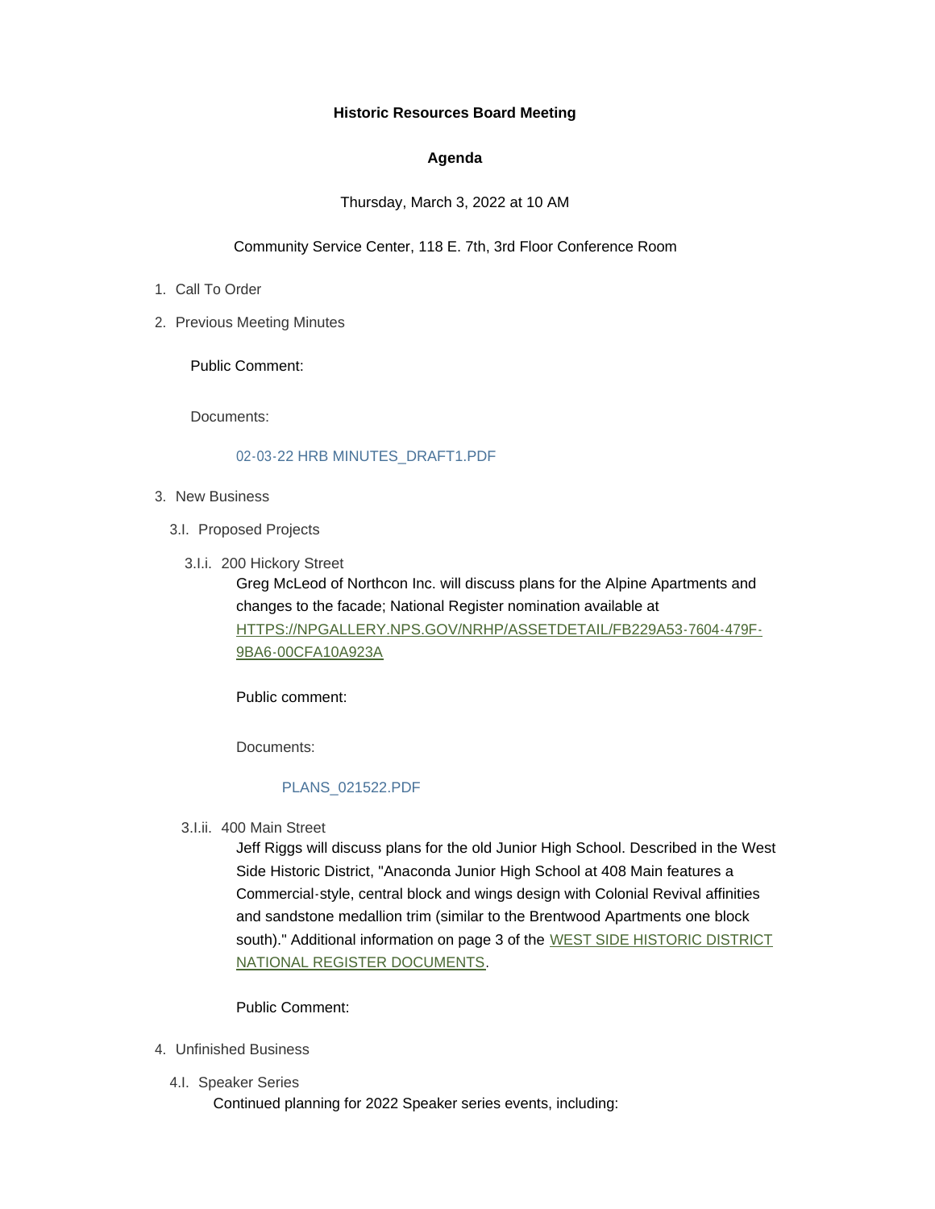**Historic Resources Board Meeting**

**Agenda**

Thursday, March 3, 2022 at 10 AM

Community Service Center, 118 E. 7th, 3rd Floor Conference Room

1. Call To Order
2. Previous Meeting Minutes

   Public Comment:

   Documents:

   02-03-22 HRB MINUTES_DRAFT1.PDF

3. New Business

   3.I. Proposed Projects

   3.I.i. 200 Hickory Street

   Greg McLeod of Northcon Inc. will discuss plans for the Alpine Apartments and changes to the facade; National Register nomination available at HTTPS://NPGALLERY.NPS.GOV/NRHP/ASSETDETAIL/FB229A53-7604-479F-9BA6-00CFA10A923A

   Public comment:

   Documents:

   PLANS_021522.PDF

   3.I.ii. 400 Main Street

   Jeff Riggs will discuss plans for the old Junior High School. Described in the West Side Historic District, "Anaconda Junior High School at 408 Main features a Commercial-style, central block and wings design with Colonial Revival affinities and sandstone medallion trim (similar to the Brentwood Apartments one block south)." Additional information on page 3 of the WEST SIDE HISTORIC DISTRICT NATIONAL REGISTER DOCUMENTS.

   Public Comment:

4. Unfinished Business

   4.I. Speaker Series

   Continued planning for 2022 Speaker series events, including: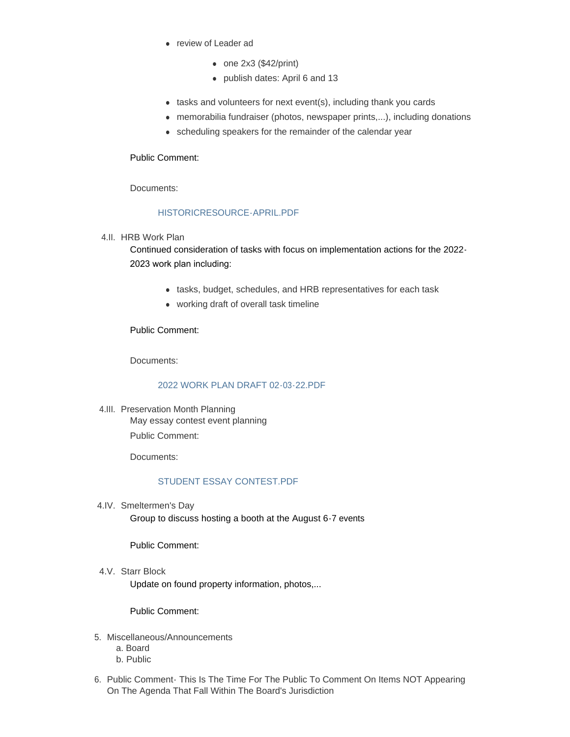- review of Leader ad
    - one 2x3 ($42/print)
    - publish dates: April 6 and 13
- tasks and volunteers for next event(s), including thank you cards
- memorabilia fundraiser (photos, newspaper prints,...), including donations
- scheduling speakers for the remainder of the calendar year

Public Comment:

Documents:

HISTORICRESOURCE-APRIL.PDF

4.II. HRB Work Plan

Continued consideration of tasks with focus on implementation actions for the 2022-2023 work plan including:

- tasks, budget, schedules, and HRB representatives for each task
- working draft of overall task timeline

Public Comment:

Documents:

2022 WORK PLAN DRAFT 02-03-22.PDF

4.III. Preservation Month Planning

May essay contest event planning

Public Comment:

Documents:

STUDENT ESSAY CONTEST.PDF

4.IV. Smeltermen's Day

Group to discuss hosting a booth at the August 6-7 events

Public Comment:

4.V. Starr Block

Update on found property information, photos,...

Public Comment:

5. Miscellaneous/Announcements
    a. Board
    b. Public

6. Public Comment- This Is The Time For The Public To Comment On Items NOT Appearing On The Agenda That Fall Within The Board's Jurisdiction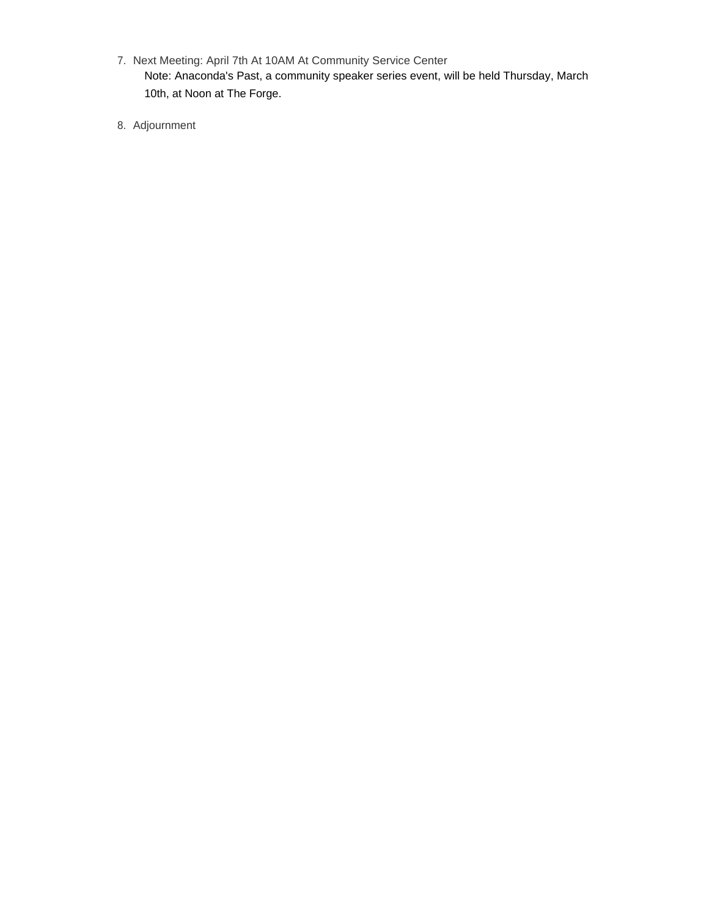7. Next Meeting: April 7th At 10AM At Community Service Center

   Note: Anaconda's Past, a community speaker series event, will be held Thursday, March 10th, at Noon at The Forge.

8. Adjournment